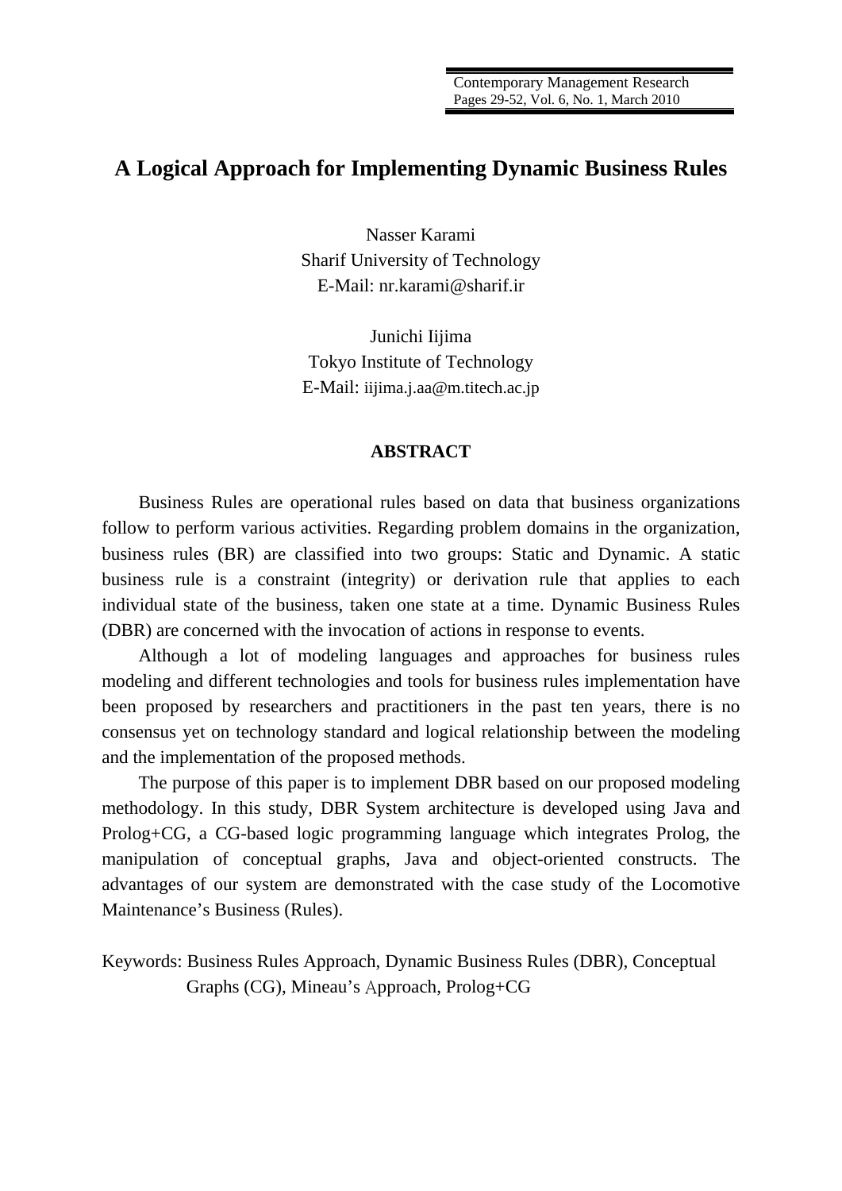# A Logical Approach for Implementing Dynamic Business Rules

Nasser Karami
Sharif University of Technology
E-Mail: nr.karami@sharif.ir

Junichi Iijima
Tokyo Institute of Technology
E-Mail: iijima.j.aa@m.titech.ac.jp

## ABSTRACT

Business Rules are operational rules based on data that business organizations follow to perform various activities. Regarding problem domains in the organization, business rules (BR) are classified into two groups: Static and Dynamic. A static business rule is a constraint (integrity) or derivation rule that applies to each individual state of the business, taken one state at a time. Dynamic Business Rules (DBR) are concerned with the invocation of actions in response to events.

Although a lot of modeling languages and approaches for business rules modeling and different technologies and tools for business rules implementation have been proposed by researchers and practitioners in the past ten years, there is no consensus yet on technology standard and logical relationship between the modeling and the implementation of the proposed methods.

The purpose of this paper is to implement DBR based on our proposed modeling methodology. In this study, DBR System architecture is developed using Java and Prolog+CG, a CG-based logic programming language which integrates Prolog, the manipulation of conceptual graphs, Java and object-oriented constructs. The advantages of our system are demonstrated with the case study of the Locomotive Maintenance's Business (Rules).

Keywords: Business Rules Approach, Dynamic Business Rules (DBR), Conceptual Graphs (CG), Mineau's Approach, Prolog+CG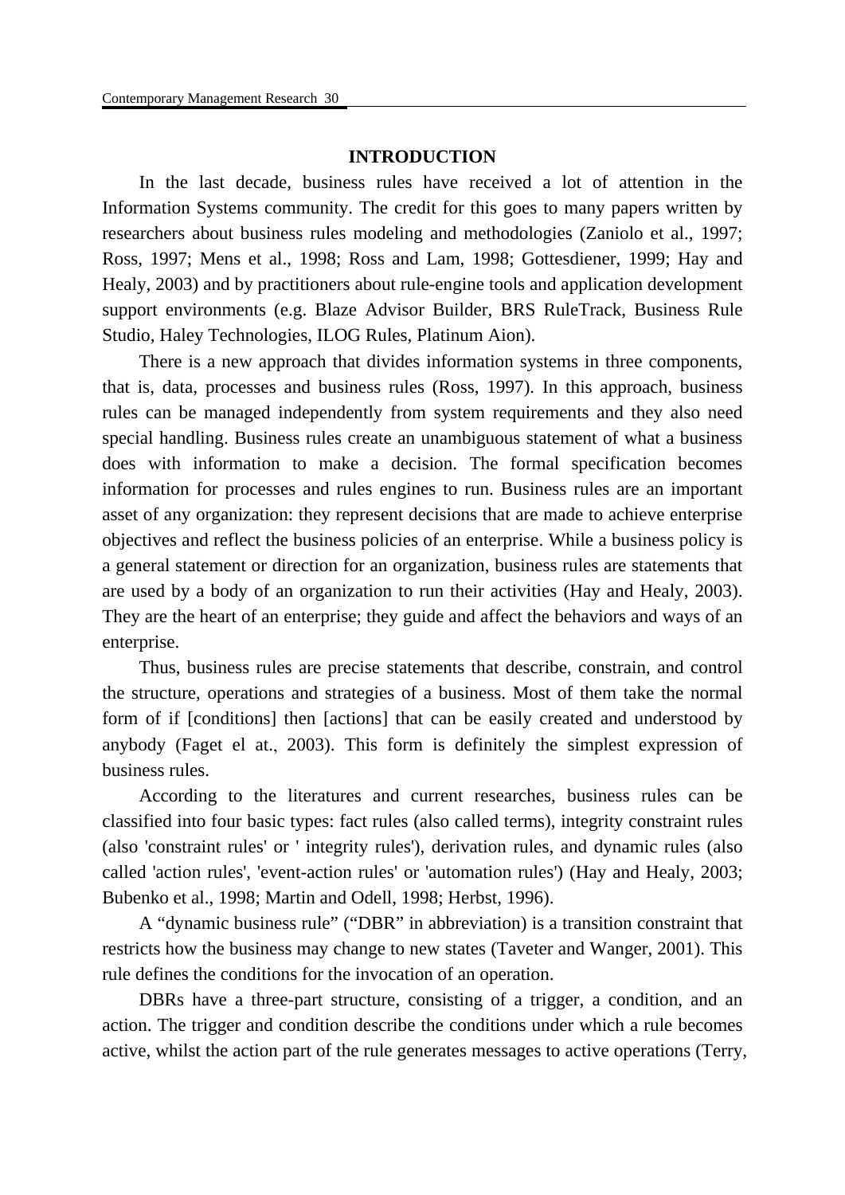## INTRODUCTION

In the last decade, business rules have received a lot of attention in the Information Systems community. The credit for this goes to many papers written by researchers about business rules modeling and methodologies (Zaniolo et al., 1997; Ross, 1997; Mens et al., 1998; Ross and Lam, 1998; Gottesdiener, 1999; Hay and Healy, 2003) and by practitioners about rule-engine tools and application development support environments (e.g. Blaze Advisor Builder, BRS RuleTrack, Business Rule Studio, Haley Technologies, ILOG Rules, Platinum Aion).

There is a new approach that divides information systems in three components, that is, data, processes and business rules (Ross, 1997). In this approach, business rules can be managed independently from system requirements and they also need special handling. Business rules create an unambiguous statement of what a business does with information to make a decision. The formal specification becomes information for processes and rules engines to run. Business rules are an important asset of any organization: they represent decisions that are made to achieve enterprise objectives and reflect the business policies of an enterprise. While a business policy is a general statement or direction for an organization, business rules are statements that are used by a body of an organization to run their activities (Hay and Healy, 2003). They are the heart of an enterprise; they guide and affect the behaviors and ways of an enterprise.

Thus, business rules are precise statements that describe, constrain, and control the structure, operations and strategies of a business. Most of them take the normal form of if [conditions] then [actions] that can be easily created and understood by anybody (Faget el at., 2003). This form is definitely the simplest expression of business rules.

According to the literatures and current researches, business rules can be classified into four basic types: fact rules (also called terms), integrity constraint rules (also 'constraint rules' or ' integrity rules'), derivation rules, and dynamic rules (also called 'action rules', 'event-action rules' or 'automation rules') (Hay and Healy, 2003; Bubenko et al., 1998; Martin and Odell, 1998; Herbst, 1996).

A "dynamic business rule" ("DBR" in abbreviation) is a transition constraint that restricts how the business may change to new states (Taveter and Wanger, 2001). This rule defines the conditions for the invocation of an operation.

DBRs have a three-part structure, consisting of a trigger, a condition, and an action. The trigger and condition describe the conditions under which a rule becomes active, whilst the action part of the rule generates messages to active operations (Terry,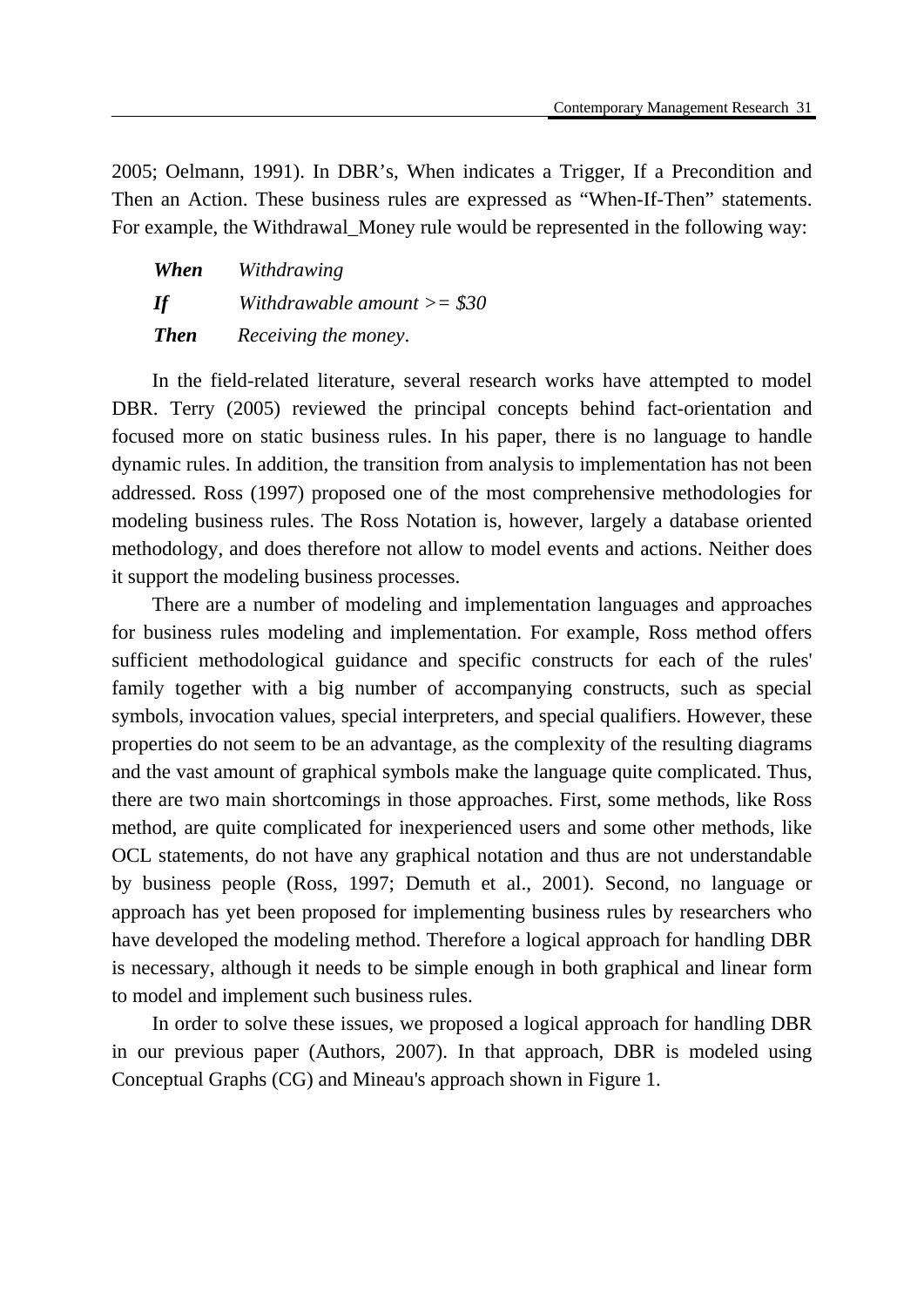2005; Oelmann, 1991). In DBR's, When indicates a Trigger, If a Precondition and Then an Action. These business rules are expressed as "When-If-Then" statements. For example, the Withdrawal_Money rule would be represented in the following way:

***When*** *Withdrawing*

***If*** *Withdrawable amount >= $30*

***Then*** *Receiving the money*.

In the field-related literature, several research works have attempted to model DBR. Terry (2005) reviewed the principal concepts behind fact-orientation and focused more on static business rules. In his paper, there is no language to handle dynamic rules. In addition, the transition from analysis to implementation has not been addressed. Ross (1997) proposed one of the most comprehensive methodologies for modeling business rules. The Ross Notation is, however, largely a database oriented methodology, and does therefore not allow to model events and actions. Neither does it support the modeling business processes.

There are a number of modeling and implementation languages and approaches for business rules modeling and implementation. For example, Ross method offers sufficient methodological guidance and specific constructs for each of the rules' family together with a big number of accompanying constructs, such as special symbols, invocation values, special interpreters, and special qualifiers. However, these properties do not seem to be an advantage, as the complexity of the resulting diagrams and the vast amount of graphical symbols make the language quite complicated. Thus, there are two main shortcomings in those approaches. First, some methods, like Ross method, are quite complicated for inexperienced users and some other methods, like OCL statements, do not have any graphical notation and thus are not understandable by business people (Ross, 1997; Demuth et al., 2001). Second, no language or approach has yet been proposed for implementing business rules by researchers who have developed the modeling method. Therefore a logical approach for handling DBR is necessary, although it needs to be simple enough in both graphical and linear form to model and implement such business rules.

In order to solve these issues, we proposed a logical approach for handling DBR in our previous paper (Authors, 2007). In that approach, DBR is modeled using Conceptual Graphs (CG) and Mineau's approach shown in Figure 1.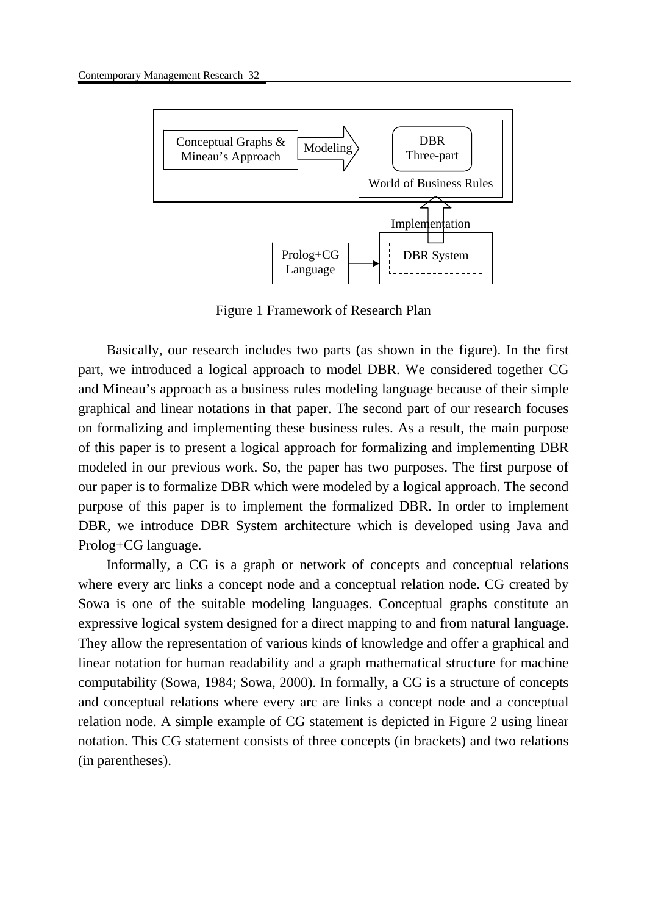Figure 1 Framework of Research Plan

Basically, our research includes two parts (as shown in the figure). In the first part, we introduced a logical approach to model DBR. We considered together CG and Mineau's approach as a business rules modeling language because of their simple graphical and linear notations in that paper. The second part of our research focuses on formalizing and implementing these business rules. As a result, the main purpose of this paper is to present a logical approach for formalizing and implementing DBR modeled in our previous work. So, the paper has two purposes. The first purpose of our paper is to formalize DBR which were modeled by a logical approach. The second purpose of this paper is to implement the formalized DBR. In order to implement DBR, we introduce DBR System architecture which is developed using Java and Prolog+CG language.

Informally, a CG is a graph or network of concepts and conceptual relations where every arc links a concept node and a conceptual relation node. CG created by Sowa is one of the suitable modeling languages. Conceptual graphs constitute an expressive logical system designed for a direct mapping to and from natural language. They allow the representation of various kinds of knowledge and offer a graphical and linear notation for human readability and a graph mathematical structure for machine computability (Sowa, 1984; Sowa, 2000). In formally, a CG is a structure of concepts and conceptual relations where every arc are links a concept node and a conceptual relation node. A simple example of CG statement is depicted in Figure 2 using linear notation. This CG statement consists of three concepts (in brackets) and two relations (in parentheses).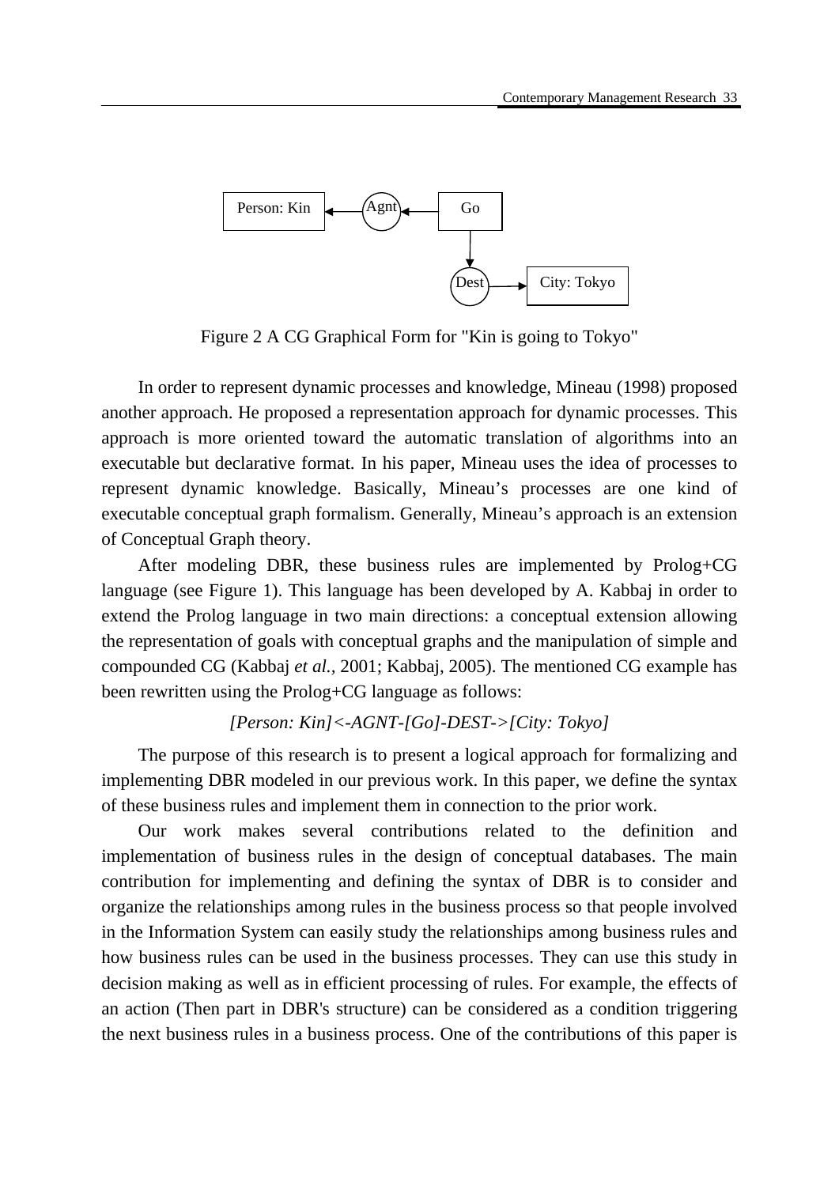Figure 2 A CG Graphical Form for "Kin is going to Tokyo"

In order to represent dynamic processes and knowledge, Mineau (1998) proposed another approach. He proposed a representation approach for dynamic processes. This approach is more oriented toward the automatic translation of algorithms into an executable but declarative format. In his paper, Mineau uses the idea of processes to represent dynamic knowledge. Basically, Mineau's processes are one kind of executable conceptual graph formalism. Generally, Mineau's approach is an extension of Conceptual Graph theory.

After modeling DBR, these business rules are implemented by Prolog+CG language (see Figure 1). This language has been developed by A. Kabbaj in order to extend the Prolog language in two main directions: a conceptual extension allowing the representation of goals with conceptual graphs and the manipulation of simple and compounded CG (Kabbaj *et al.*, 2001; Kabbaj, 2005). The mentioned CG example has been rewritten using the Prolog+CG language as follows:

*[Person: Kin]<-AGNT-[Go]-DEST->[City: Tokyo]*

The purpose of this research is to present a logical approach for formalizing and implementing DBR modeled in our previous work. In this paper, we define the syntax of these business rules and implement them in connection to the prior work.

Our work makes several contributions related to the definition and implementation of business rules in the design of conceptual databases. The main contribution for implementing and defining the syntax of DBR is to consider and organize the relationships among rules in the business process so that people involved in the Information System can easily study the relationships among business rules and how business rules can be used in the business processes. They can use this study in decision making as well as in efficient processing of rules. For example, the effects of an action (Then part in DBR's structure) can be considered as a condition triggering the next business rules in a business process. One of the contributions of this paper is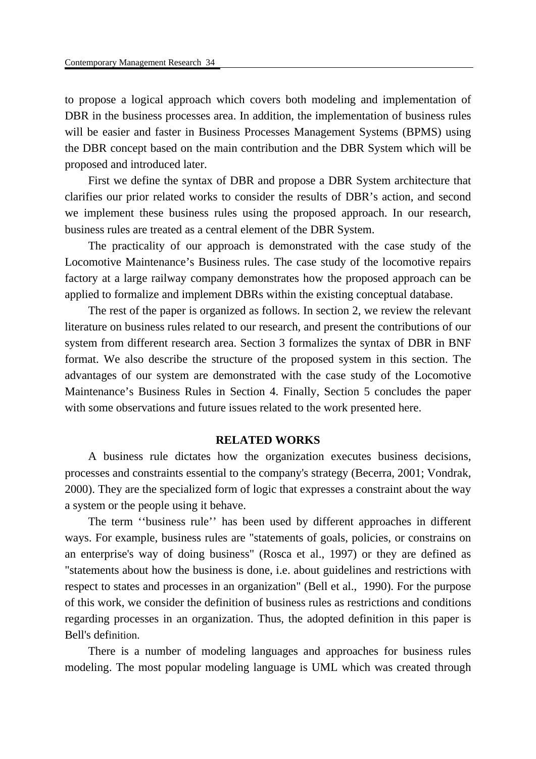to propose a logical approach which covers both modeling and implementation of DBR in the business processes area. In addition, the implementation of business rules will be easier and faster in Business Processes Management Systems (BPMS) using the DBR concept based on the main contribution and the DBR System which will be proposed and introduced later.

First we define the syntax of DBR and propose a DBR System architecture that clarifies our prior related works to consider the results of DBR's action, and second we implement these business rules using the proposed approach. In our research, business rules are treated as a central element of the DBR System.

The practicality of our approach is demonstrated with the case study of the Locomotive Maintenance's Business rules. The case study of the locomotive repairs factory at a large railway company demonstrates how the proposed approach can be applied to formalize and implement DBRs within the existing conceptual database.

The rest of the paper is organized as follows. In section 2, we review the relevant literature on business rules related to our research, and present the contributions of our system from different research area. Section 3 formalizes the syntax of DBR in BNF format. We also describe the structure of the proposed system in this section. The advantages of our system are demonstrated with the case study of the Locomotive Maintenance's Business Rules in Section 4. Finally, Section 5 concludes the paper with some observations and future issues related to the work presented here.

## RELATED WORKS

A business rule dictates how the organization executes business decisions, processes and constraints essential to the company's strategy (Becerra, 2001; Vondrak, 2000). They are the specialized form of logic that expresses a constraint about the way a system or the people using it behave.

The term ''business rule'' has been used by different approaches in different ways. For example, business rules are "statements of goals, policies, or constrains on an enterprise's way of doing business" (Rosca et al., 1997) or they are defined as "statements about how the business is done, i.e. about guidelines and restrictions with respect to states and processes in an organization" (Bell et al., 1990). For the purpose of this work, we consider the definition of business rules as restrictions and conditions regarding processes in an organization. Thus, the adopted definition in this paper is Bell's definition.

There is a number of modeling languages and approaches for business rules modeling. The most popular modeling language is UML which was created through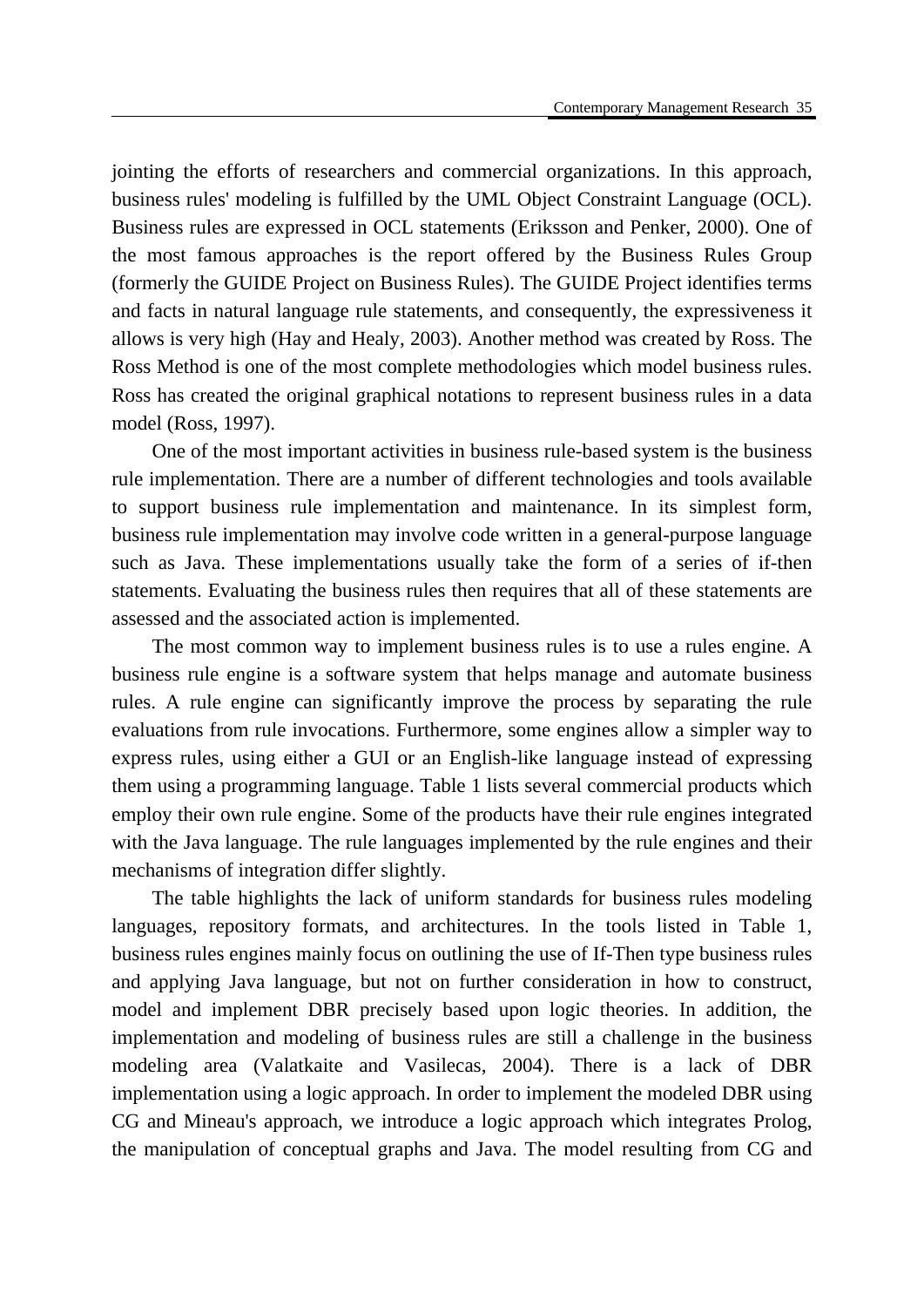jointing the efforts of researchers and commercial organizations. In this approach, business rules' modeling is fulfilled by the UML Object Constraint Language (OCL). Business rules are expressed in OCL statements (Eriksson and Penker, 2000). One of the most famous approaches is the report offered by the Business Rules Group (formerly the GUIDE Project on Business Rules). The GUIDE Project identifies terms and facts in natural language rule statements, and consequently, the expressiveness it allows is very high (Hay and Healy, 2003). Another method was created by Ross. The Ross Method is one of the most complete methodologies which model business rules. Ross has created the original graphical notations to represent business rules in a data model (Ross, 1997).

One of the most important activities in business rule-based system is the business rule implementation. There are a number of different technologies and tools available to support business rule implementation and maintenance. In its simplest form, business rule implementation may involve code written in a general-purpose language such as Java. These implementations usually take the form of a series of if-then statements. Evaluating the business rules then requires that all of these statements are assessed and the associated action is implemented.

The most common way to implement business rules is to use a rules engine. A business rule engine is a software system that helps manage and automate business rules. A rule engine can significantly improve the process by separating the rule evaluations from rule invocations. Furthermore, some engines allow a simpler way to express rules, using either a GUI or an English-like language instead of expressing them using a programming language. Table 1 lists several commercial products which employ their own rule engine. Some of the products have their rule engines integrated with the Java language. The rule languages implemented by the rule engines and their mechanisms of integration differ slightly.

The table highlights the lack of uniform standards for business rules modeling languages, repository formats, and architectures. In the tools listed in Table 1, business rules engines mainly focus on outlining the use of If-Then type business rules and applying Java language, but not on further consideration in how to construct, model and implement DBR precisely based upon logic theories. In addition, the implementation and modeling of business rules are still a challenge in the business modeling area (Valatkaite and Vasilecas, 2004). There is a lack of DBR implementation using a logic approach. In order to implement the modeled DBR using CG and Mineau's approach, we introduce a logic approach which integrates Prolog, the manipulation of conceptual graphs and Java. The model resulting from CG and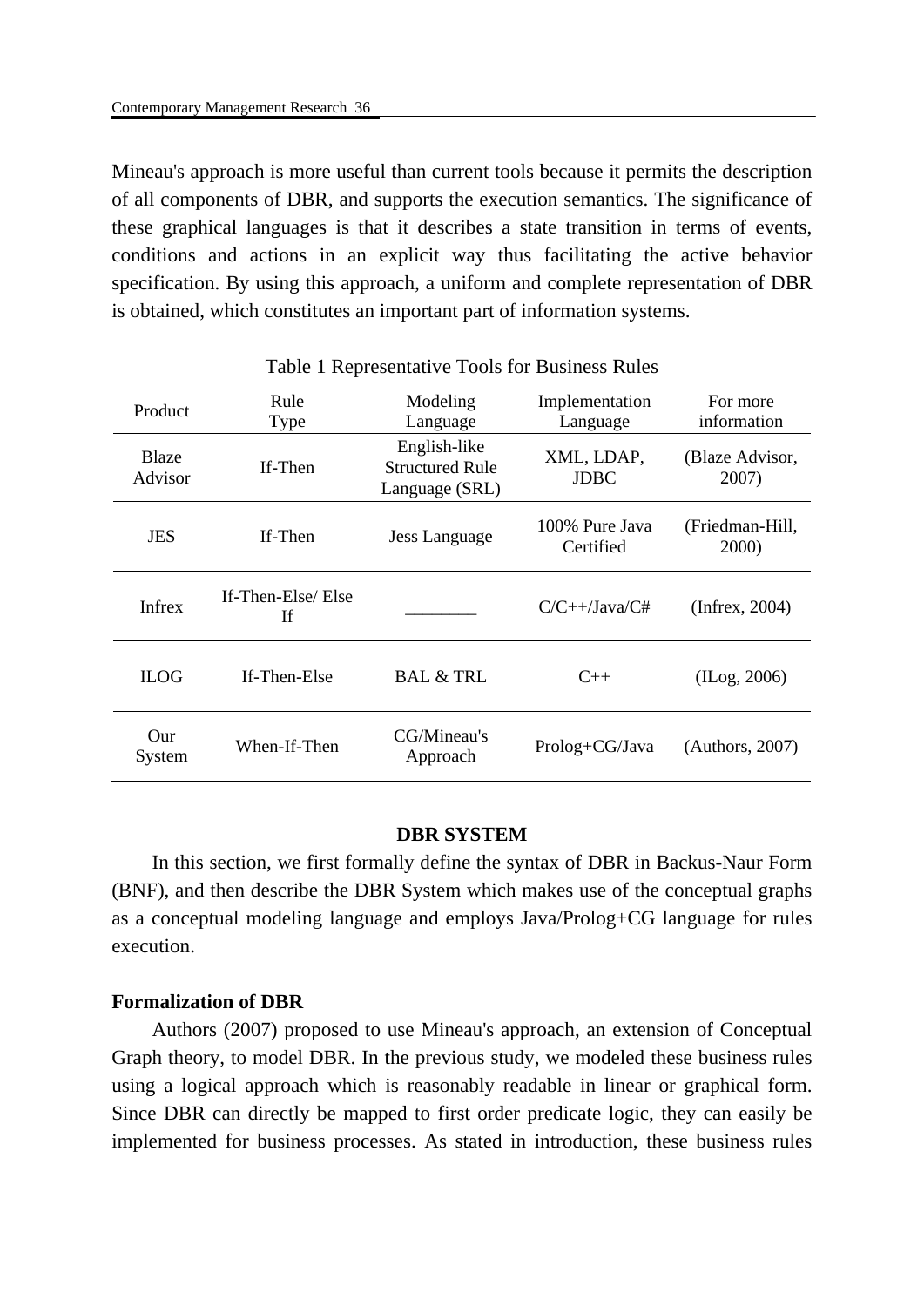Mineau's approach is more useful than current tools because it permits the description of all components of DBR, and supports the execution semantics. The significance of these graphical languages is that it describes a state transition in terms of events, conditions and actions in an explicit way thus facilitating the active behavior specification. By using this approach, a uniform and complete representation of DBR is obtained, which constitutes an important part of information systems.

Table 1 Representative Tools for Business Rules

| Product | Rule Type | Modeling Language | Implementation Language | For more information |
|---|---|---|---|---|
| Blaze Advisor | If-Then | English-like Structured Rule Language (SRL) | XML, LDAP, JDBC | (Blaze Advisor, 2007) |
| JES | If-Then | Jess Language | 100% Pure Java Certified | (Friedman-Hill, 2000) |
| Infrex | If-Then-Else/ Else If | ________ | C/C++/Java/C# | (Infrex, 2004) |
| ILOG | If-Then-Else | BAL & TRL | C++ | (ILog, 2006) |
| Our System | When-If-Then | CG/Mineau's Approach | Prolog+CG/Java | (Authors, 2007) |

## DBR SYSTEM

In this section, we first formally define the syntax of DBR in Backus-Naur Form (BNF), and then describe the DBR System which makes use of the conceptual graphs as a conceptual modeling language and employs Java/Prolog+CG language for rules execution.

### Formalization of DBR

Authors (2007) proposed to use Mineau's approach, an extension of Conceptual Graph theory, to model DBR. In the previous study, we modeled these business rules using a logical approach which is reasonably readable in linear or graphical form. Since DBR can directly be mapped to first order predicate logic, they can easily be implemented for business processes. As stated in introduction, these business rules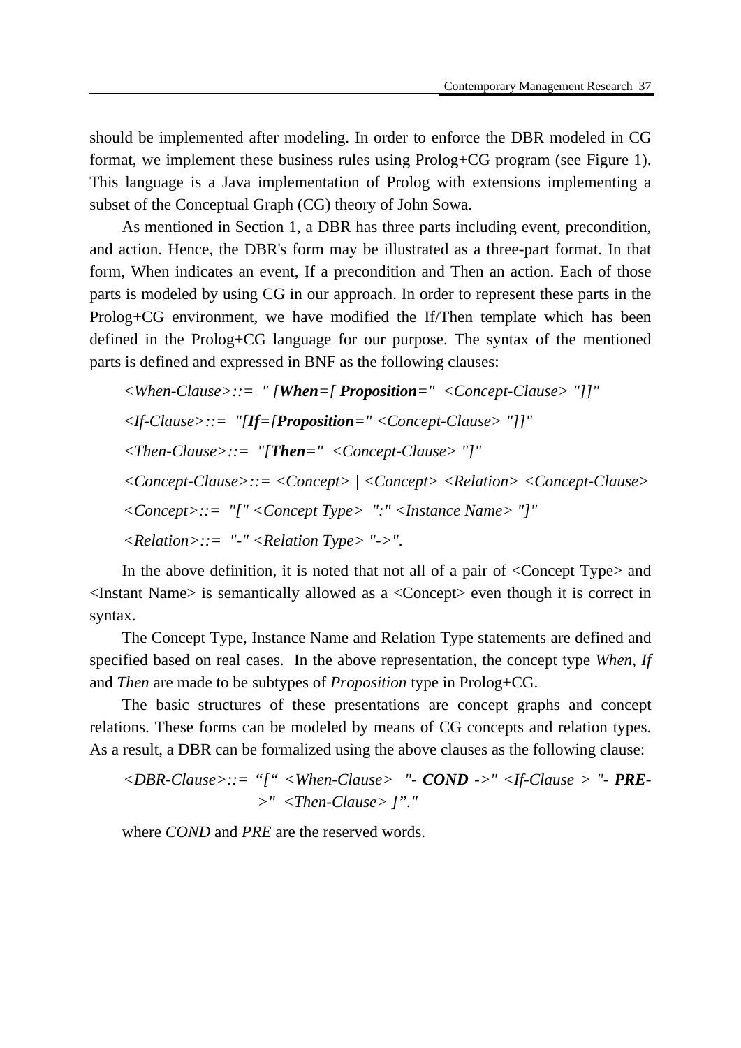should be implemented after modeling. In order to enforce the DBR modeled in CG format, we implement these business rules using Prolog+CG program (see Figure 1). This language is a Java implementation of Prolog with extensions implementing a subset of the Conceptual Graph (CG) theory of John Sowa.

As mentioned in Section 1, a DBR has three parts including event, precondition, and action. Hence, the DBR's form may be illustrated as a three-part format. In that form, When indicates an event, If a precondition and Then an action. Each of those parts is modeled by using CG in our approach. In order to represent these parts in the Prolog+CG environment, we have modified the If/Then template which has been defined in the Prolog+CG language for our purpose. The syntax of the mentioned parts is defined and expressed in BNF as the following clauses:

*<When-Clause>::= " [**When**=[ **Proposition**=" <Concept-Clause> "]]"*

*<If-Clause>::= "[**If**=[**Proposition**=" <Concept-Clause> "]]"*

*<Then-Clause>::= "[**Then**=" <Concept-Clause> "]"*

*<Concept-Clause>::= <Concept> | <Concept> <Relation> <Concept-Clause>*

*<Concept>::= "[" <Concept Type> ":" <Instance Name> "]"*

*<Relation>::= "-" <Relation Type> "->".*

In the above definition, it is noted that not all of a pair of <Concept Type> and <Instant Name> is semantically allowed as a <Concept> even though it is correct in syntax.

The Concept Type, Instance Name and Relation Type statements are defined and specified based on real cases. In the above representation, the concept type *When*, *If* and *Then* are made to be subtypes of *Proposition* type in Prolog+CG.

The basic structures of these presentations are concept graphs and concept relations. These forms can be modeled by means of CG concepts and relation types. As a result, a DBR can be formalized using the above clauses as the following clause:

*<DBR-Clause>::= "[" <When-Clause> "- **COND** ->" <If-Clause > "- **PRE**->" <Then-Clause> ]"."*

where *COND* and *PRE* are the reserved words.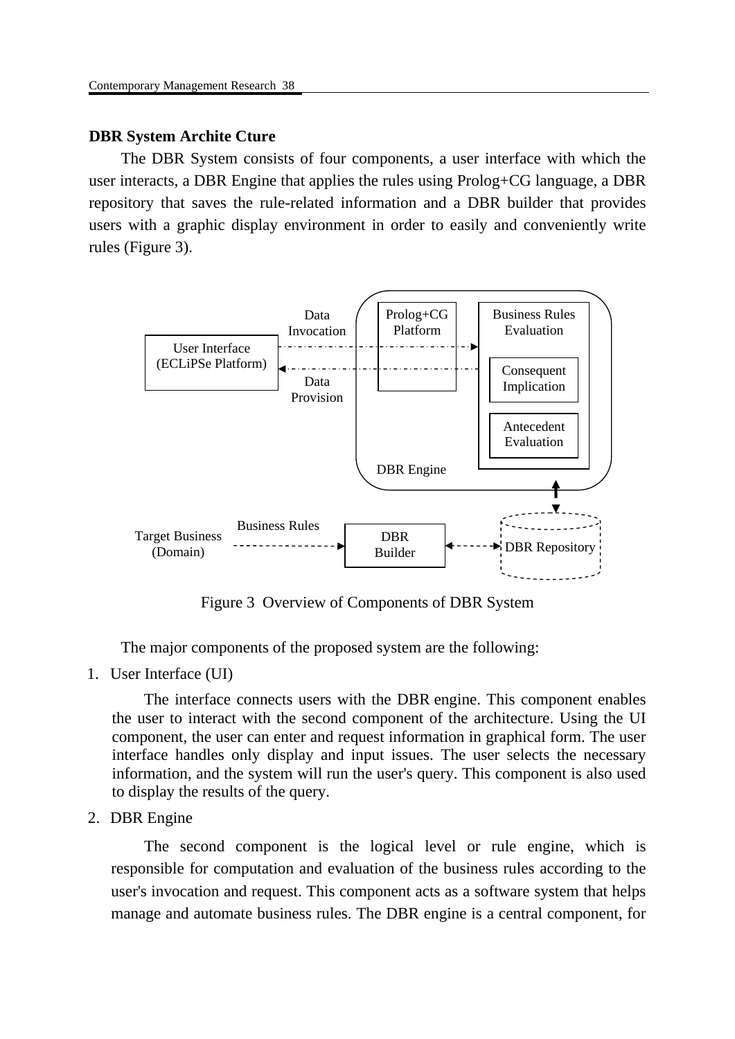**DBR System Archite Cture**

The DBR System consists of four components, a user interface with which the user interacts, a DBR Engine that applies the rules using Prolog+CG language, a DBR repository that saves the rule-related information and a DBR builder that provides users with a graphic display environment in order to easily and conveniently write rules (Figure 3).

Figure 3 Overview of Components of DBR System

The major components of the proposed system are the following:

1. User Interface (UI)

   The interface connects users with the DBR engine. This component enables the user to interact with the second component of the architecture. Using the UI component, the user can enter and request information in graphical form. The user interface handles only display and input issues. The user selects the necessary information, and the system will run the user's query. This component is also used to display the results of the query.

2. DBR Engine

   The second component is the logical level or rule engine, which is responsible for computation and evaluation of the business rules according to the user's invocation and request. This component acts as a software system that helps manage and automate business rules. The DBR engine is a central component, for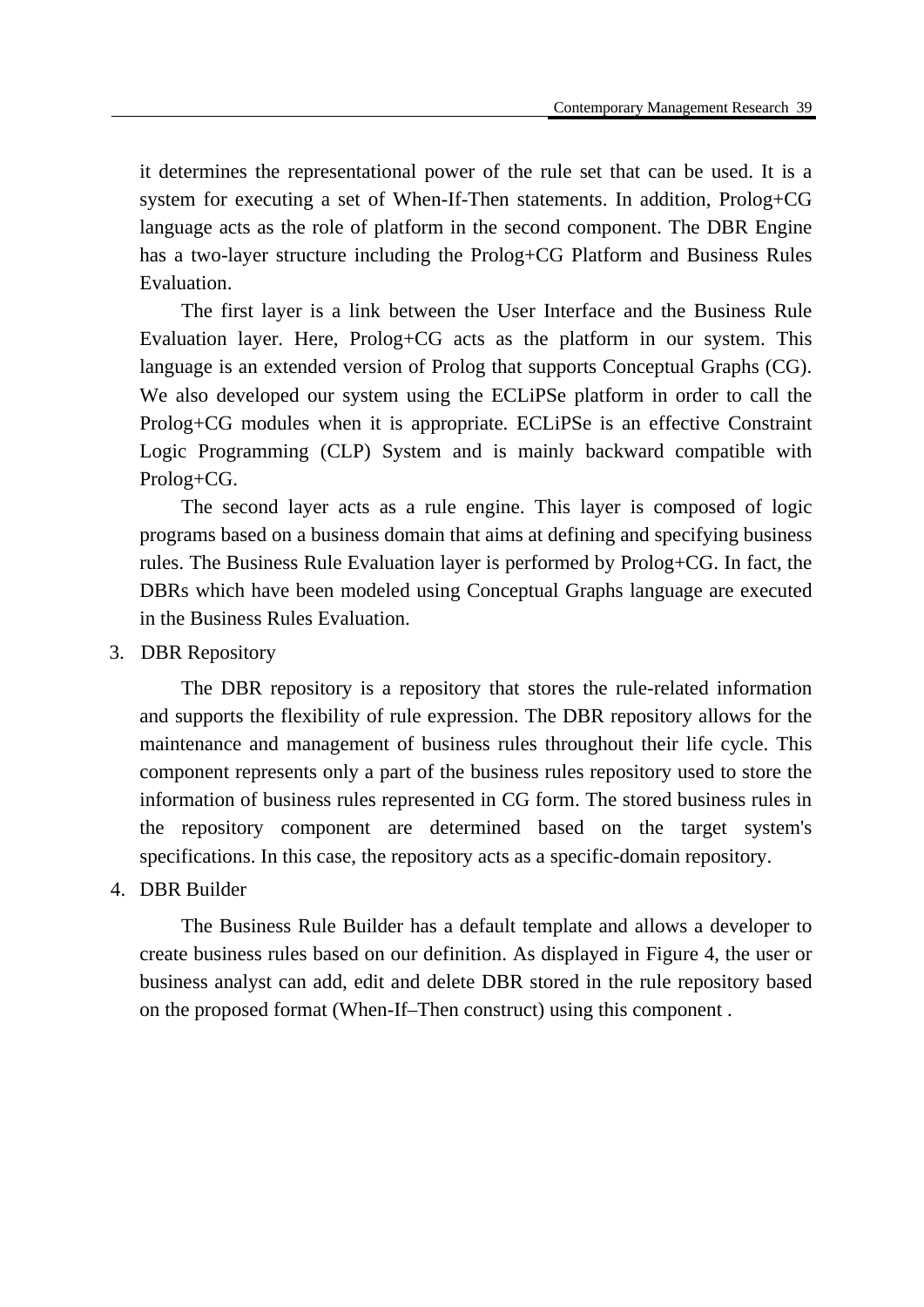it determines the representational power of the rule set that can be used. It is a system for executing a set of When-If-Then statements. In addition, Prolog+CG language acts as the role of platform in the second component. The DBR Engine has a two-layer structure including the Prolog+CG Platform and Business Rules Evaluation.

The first layer is a link between the User Interface and the Business Rule Evaluation layer. Here, Prolog+CG acts as the platform in our system. This language is an extended version of Prolog that supports Conceptual Graphs (CG). We also developed our system using the ECLiPSe platform in order to call the Prolog+CG modules when it is appropriate. ECLiPSe is an effective Constraint Logic Programming (CLP) System and is mainly backward compatible with Prolog+CG.

The second layer acts as a rule engine. This layer is composed of logic programs based on a business domain that aims at defining and specifying business rules. The Business Rule Evaluation layer is performed by Prolog+CG. In fact, the DBRs which have been modeled using Conceptual Graphs language are executed in the Business Rules Evaluation.

3. DBR Repository

The DBR repository is a repository that stores the rule-related information and supports the flexibility of rule expression. The DBR repository allows for the maintenance and management of business rules throughout their life cycle. This component represents only a part of the business rules repository used to store the information of business rules represented in CG form. The stored business rules in the repository component are determined based on the target system's specifications. In this case, the repository acts as a specific-domain repository.

4. DBR Builder

The Business Rule Builder has a default template and allows a developer to create business rules based on our definition. As displayed in Figure 4, the user or business analyst can add, edit and delete DBR stored in the rule repository based on the proposed format (When-If–Then construct) using this component .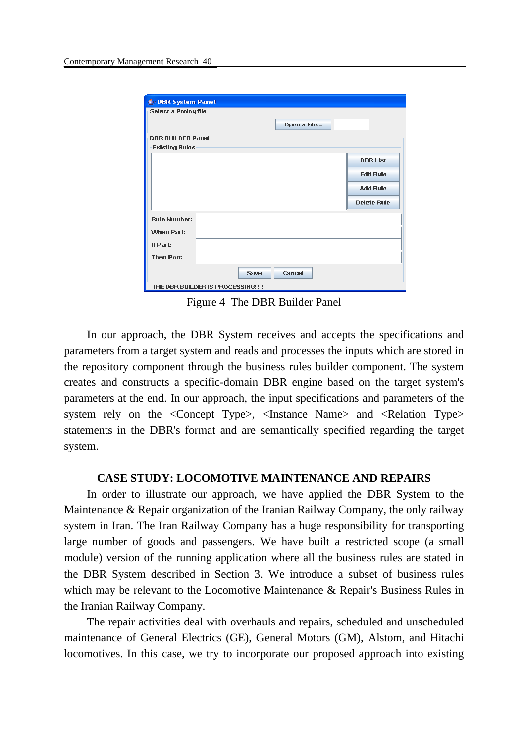Figure 4 The DBR Builder Panel

In our approach, the DBR System receives and accepts the specifications and parameters from a target system and reads and processes the inputs which are stored in the repository component through the business rules builder component. The system creates and constructs a specific-domain DBR engine based on the target system's parameters at the end. In our approach, the input specifications and parameters of the system rely on the <Concept Type>, <Instance Name> and <Relation Type> statements in the DBR's format and are semantically specified regarding the target system.

## CASE STUDY: LOCOMOTIVE MAINTENANCE AND REPAIRS

In order to illustrate our approach, we have applied the DBR System to the Maintenance & Repair organization of the Iranian Railway Company, the only railway system in Iran. The Iran Railway Company has a huge responsibility for transporting large number of goods and passengers. We have built a restricted scope (a small module) version of the running application where all the business rules are stated in the DBR System described in Section 3. We introduce a subset of business rules which may be relevant to the Locomotive Maintenance & Repair's Business Rules in the Iranian Railway Company.

The repair activities deal with overhauls and repairs, scheduled and unscheduled maintenance of General Electrics (GE), General Motors (GM), Alstom, and Hitachi locomotives. In this case, we try to incorporate our proposed approach into existing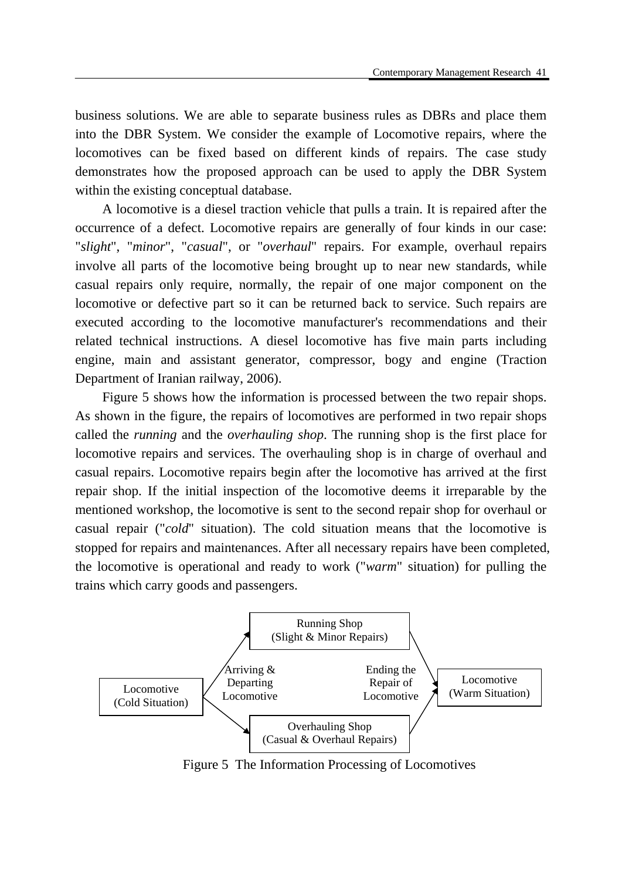business solutions. We are able to separate business rules as DBRs and place them into the DBR System. We consider the example of Locomotive repairs, where the locomotives can be fixed based on different kinds of repairs. The case study demonstrates how the proposed approach can be used to apply the DBR System within the existing conceptual database.

A locomotive is a diesel traction vehicle that pulls a train. It is repaired after the occurrence of a defect. Locomotive repairs are generally of four kinds in our case: "*slight*", "*minor*", "*casual*", or "*overhaul*" repairs. For example, overhaul repairs involve all parts of the locomotive being brought up to near new standards, while casual repairs only require, normally, the repair of one major component on the locomotive or defective part so it can be returned back to service. Such repairs are executed according to the locomotive manufacturer's recommendations and their related technical instructions. A diesel locomotive has five main parts including engine, main and assistant generator, compressor, bogy and engine (Traction Department of Iranian railway, 2006).

Figure 5 shows how the information is processed between the two repair shops. As shown in the figure, the repairs of locomotives are performed in two repair shops called the *running* and the *overhauling shop*. The running shop is the first place for locomotive repairs and services. The overhauling shop is in charge of overhaul and casual repairs. Locomotive repairs begin after the locomotive has arrived at the first repair shop. If the initial inspection of the locomotive deems it irreparable by the mentioned workshop, the locomotive is sent to the second repair shop for overhaul or casual repair ("*cold*" situation). The cold situation means that the locomotive is stopped for repairs and maintenances. After all necessary repairs have been completed, the locomotive is operational and ready to work ("*warm*" situation) for pulling the trains which carry goods and passengers.

Locomotive (Cold Situation) → Arriving & Departing Locomotive → Running Shop (Slight & Minor Repairs) / Overhauling Shop (Casual & Overhaul Repairs) → Ending the Repair of Locomotive → Locomotive (Warm Situation)

Figure 5 The Information Processing of Locomotives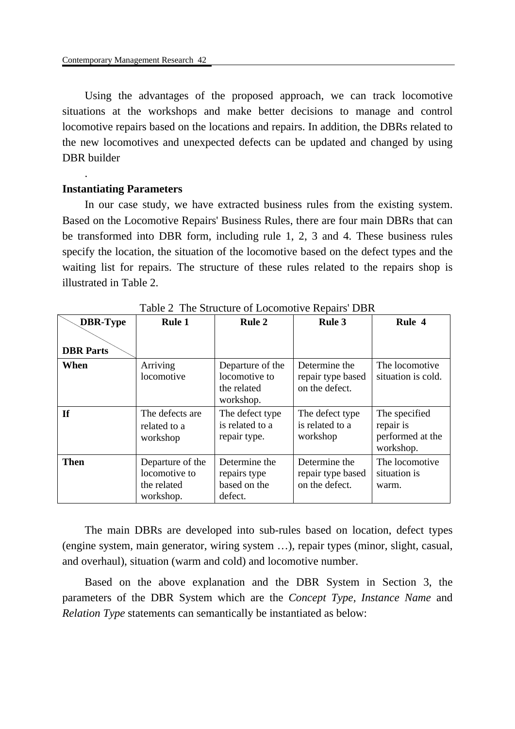Using the advantages of the proposed approach, we can track locomotive situations at the workshops and make better decisions to manage and control locomotive repairs based on the locations and repairs. In addition, the DBRs related to the new locomotives and unexpected defects can be updated and changed by using DBR builder

.

**Instantiating Parameters**

In our case study, we have extracted business rules from the existing system. Based on the Locomotive Repairs' Business Rules, there are four main DBRs that can be transformed into DBR form, including rule 1, 2, 3 and 4. These business rules specify the location, the situation of the locomotive based on the defect types and the waiting list for repairs. The structure of these rules related to the repairs shop is illustrated in Table 2.

Table 2 The Structure of Locomotive Repairs' DBR

| DBR-Type / DBR Parts | Rule 1 | Rule 2 | Rule 3 | Rule 4 |
|---|---|---|---|---|
| **When** | Arriving locomotive | Departure of the locomotive to the related workshop. | Determine the repair type based on the defect. | The locomotive situation is cold. |
| **If** | The defects are related to a workshop | The defect type is related to a repair type. | The defect type is related to a workshop | The specified repair is performed at the workshop. |
| **Then** | Departure of the locomotive to the related workshop. | Determine the repairs type based on the defect. | Determine the repair type based on the defect. | The locomotive situation is warm. |

The main DBRs are developed into sub-rules based on location, defect types (engine system, main generator, wiring system …), repair types (minor, slight, casual, and overhaul), situation (warm and cold) and locomotive number.

Based on the above explanation and the DBR System in Section 3, the parameters of the DBR System which are the *Concept Type, Instance Name* and *Relation Type* statements can semantically be instantiated as below: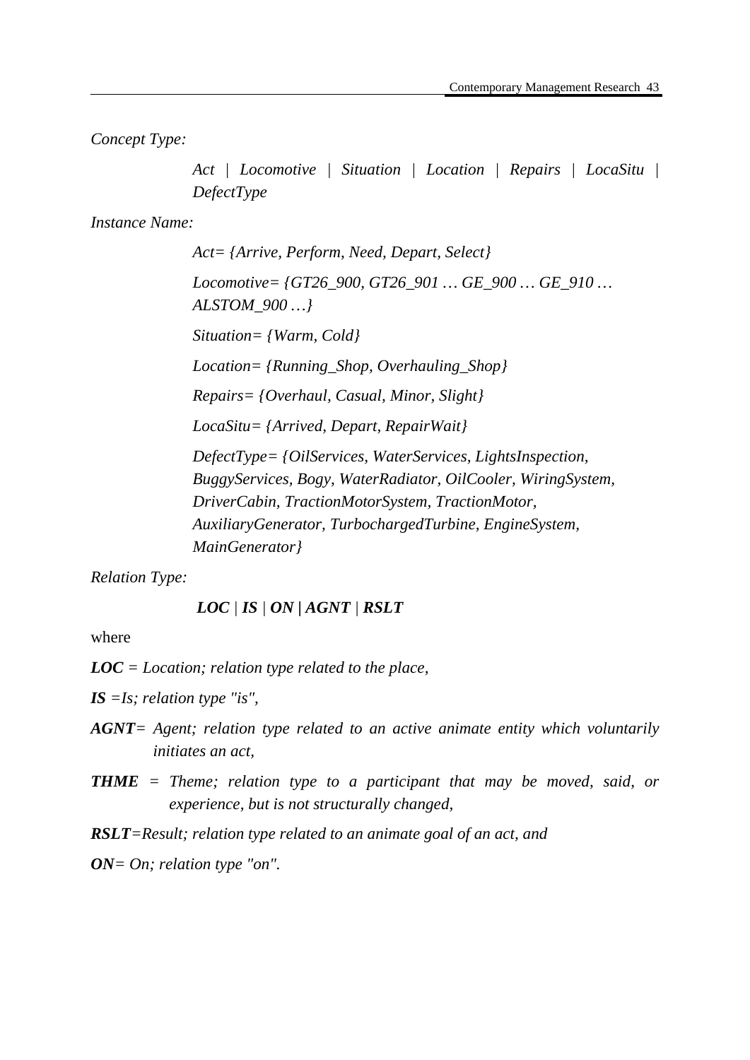*Concept Type:*

> *Act | Locomotive | Situation | Location | Repairs | LocaSitu | DefectType*

*Instance Name:*

> *Act= {Arrive, Perform, Need, Depart, Select}*
>
> *Locomotive= {GT26_900, GT26_901 … GE_900 … GE_910 … ALSTOM_900 …}*
>
> *Situation= {Warm, Cold}*
>
> *Location= {Running_Shop, Overhauling_Shop}*
>
> *Repairs= {Overhaul, Casual, Minor, Slight}*
>
> *LocaSitu= {Arrived, Depart, RepairWait}*
>
> *DefectType= {OilServices, WaterServices, LightsInspection, BuggyServices, Bogy, WaterRadiator, OilCooler, WiringSystem, DriverCabin, TractionMotorSystem, TractionMotor, AuxiliaryGenerator, TurbochargedTurbine, EngineSystem, MainGenerator}*

*Relation Type:*

> ***LOC** | **IS** | **ON | AGNT** | **RSLT***

where

***LOC** = Location; relation type related to the place,*

***IS** =Is; relation type "is",*

***AGNT**= Agent; relation type related to an active animate entity which voluntarily initiates an act,*

***THME** = Theme; relation type to a participant that may be moved, said, or experience, but is not structurally changed,*

***RSLT**=Result; relation type related to an animate goal of an act, and*

***ON**= On; relation type "on".*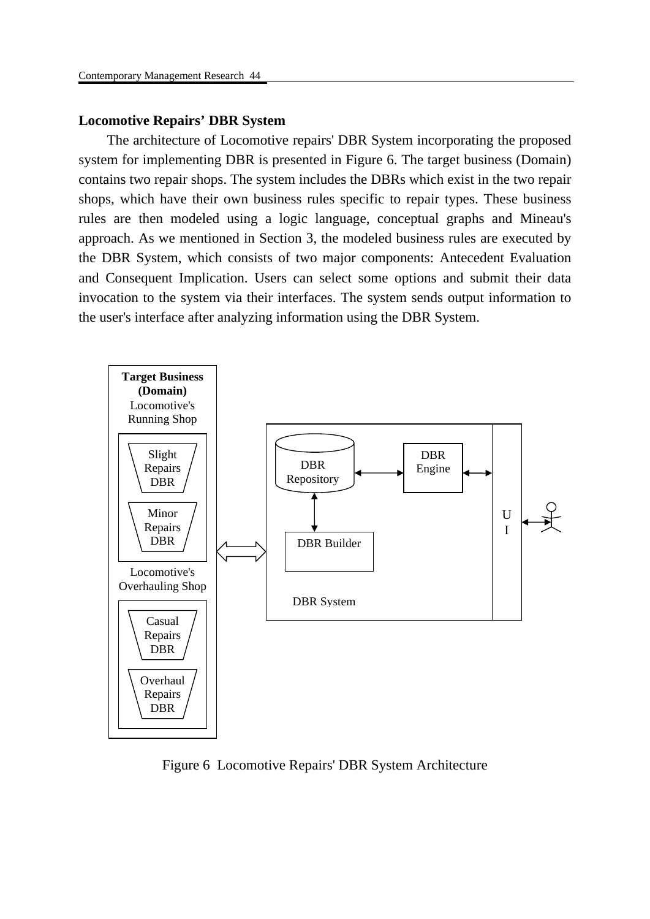**Locomotive Repairs' DBR System**

The architecture of Locomotive repairs' DBR System incorporating the proposed system for implementing DBR is presented in Figure 6. The target business (Domain) contains two repair shops. The system includes the DBRs which exist in the two repair shops, which have their own business rules specific to repair types. These business rules are then modeled using a logic language, conceptual graphs and Mineau's approach. As we mentioned in Section 3, the modeled business rules are executed by the DBR System, which consists of two major components: Antecedent Evaluation and Consequent Implication. Users can select some options and submit their data invocation to the system via their interfaces. The system sends output information to the user's interface after analyzing information using the DBR System.

**Target Business (Domain)**
Locomotive's Running Shop
Slight Repairs DBR
Minor Repairs DBR
Locomotive's Overhauling Shop
Casual Repairs DBR
Overhaul Repairs DBR

DBR Repository
DBR Engine
DBR Builder
DBR System
UI

Figure 6 Locomotive Repairs' DBR System Architecture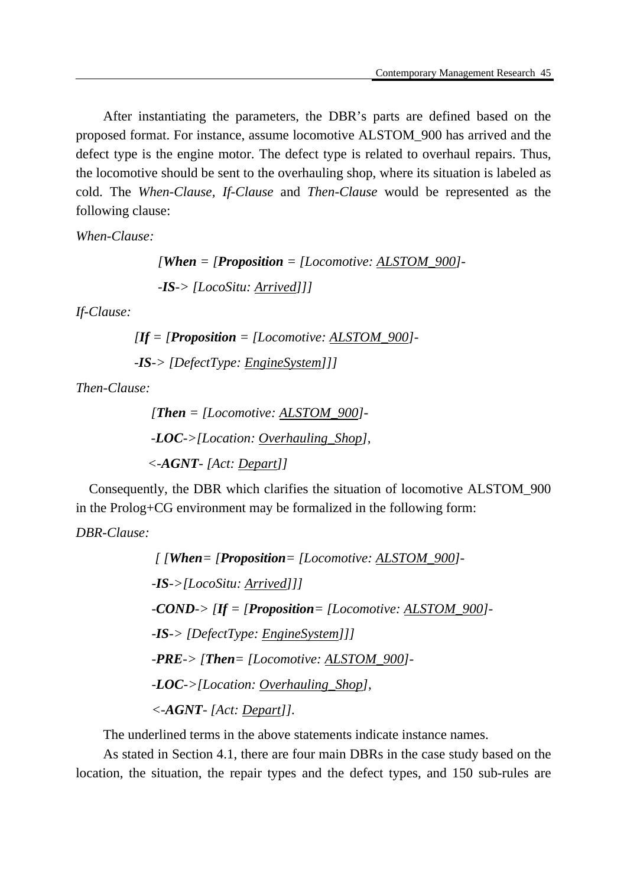After instantiating the parameters, the DBR's parts are defined based on the proposed format. For instance, assume locomotive ALSTOM_900 has arrived and the defect type is the engine motor. The defect type is related to overhaul repairs. Thus, the locomotive should be sent to the overhauling shop, where its situation is labeled as cold. The *When-Clause*, *If-Clause* and *Then-Clause* would be represented as the following clause:

*When-Clause:*

*[**When** = [**Proposition** = [Locomotive: <u>ALSTOM_900</u>]-*
*-**IS**-> [LocoSitu: <u>Arrived</u>]]]*

*If-Clause:*

*[**If** = [**Proposition** = [Locomotive: <u>ALSTOM_900</u>]-*
*-**IS**-> [DefectType: <u>EngineSystem</u>]]]*

*Then-Clause:*

*[**Then** = [Locomotive: <u>ALSTOM_900</u>]-*
*-**LOC**->[Location: <u>Overhauling_Shop</u>],*
*<-**AGNT**- [Act: <u>Depart</u>]]*

Consequently, the DBR which clarifies the situation of locomotive ALSTOM_900 in the Prolog+CG environment may be formalized in the following form:

*DBR-Clause:*

*[ [**When**= [**Proposition**= [Locomotive: <u>ALSTOM_900</u>]-*
*-**IS**->[LocoSitu: <u>Arrived</u>]]]*
*-**COND**-> [**If** = [**Proposition**= [Locomotive: <u>ALSTOM_900</u>]-*
*-**IS**-> [DefectType: <u>EngineSystem</u>]]]*
*-**PRE**-> [**Then**= [Locomotive: <u>ALSTOM_900</u>]-*
*-**LOC**->[Location: <u>Overhauling_Shop</u>],*
*<-**AGNT**- [Act: <u>Depart</u>]].*

The underlined terms in the above statements indicate instance names.

As stated in Section 4.1, there are four main DBRs in the case study based on the location, the situation, the repair types and the defect types, and 150 sub-rules are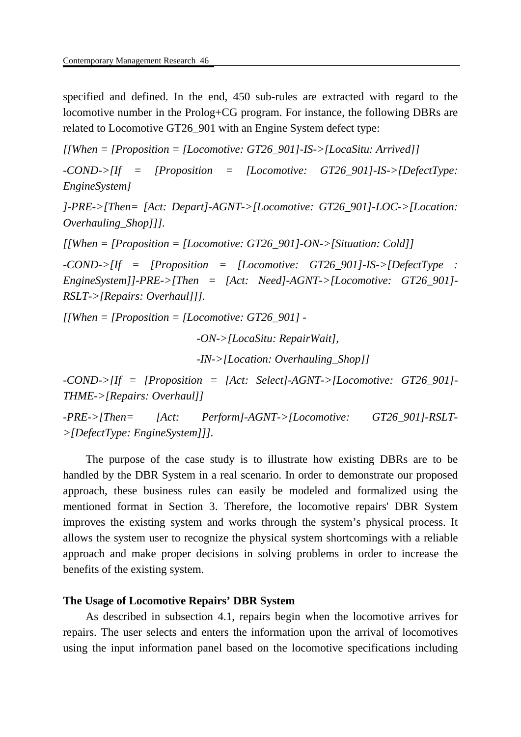specified and defined. In the end, 450 sub-rules are extracted with regard to the locomotive number in the Prolog+CG program. For instance, the following DBRs are related to Locomotive GT26_901 with an Engine System defect type:

*[[When = [Proposition = [Locomotive: GT26_901]-IS->[LocaSitu: Arrived]]*

*-COND->[If = [Proposition = [Locomotive: GT26_901]-IS->[DefectType: EngineSystem]*

*]-PRE->[Then= [Act: Depart]-AGNT->[Locomotive: GT26_901]-LOC->[Location: Overhauling_Shop]]].*

*[[When = [Proposition = [Locomotive: GT26_901]-ON->[Situation: Cold]]*

*-COND->[If = [Proposition = [Locomotive: GT26_901]-IS->[DefectType : EngineSystem]]-PRE->[Then = [Act: Need]-AGNT->[Locomotive: GT26_901]-RSLT->[Repairs: Overhaul]]].*

*[[When = [Proposition = [Locomotive: GT26_901] -*

*-ON->[LocaSitu: RepairWait],*

*-IN->[Location: Overhauling_Shop]]*

*-COND->[If = [Proposition = [Act: Select]-AGNT->[Locomotive: GT26_901]-THME->[Repairs: Overhaul]]*

*-PRE->[Then= [Act: Perform]-AGNT->[Locomotive: GT26_901]-RSLT->[DefectType: EngineSystem]]].*

The purpose of the case study is to illustrate how existing DBRs are to be handled by the DBR System in a real scenario. In order to demonstrate our proposed approach, these business rules can easily be modeled and formalized using the mentioned format in Section 3. Therefore, the locomotive repairs' DBR System improves the existing system and works through the system’s physical process. It allows the system user to recognize the physical system shortcomings with a reliable approach and make proper decisions in solving problems in order to increase the benefits of the existing system.

**The Usage of Locomotive Repairs’ DBR System**

As described in subsection 4.1, repairs begin when the locomotive arrives for repairs. The user selects and enters the information upon the arrival of locomotives using the input information panel based on the locomotive specifications including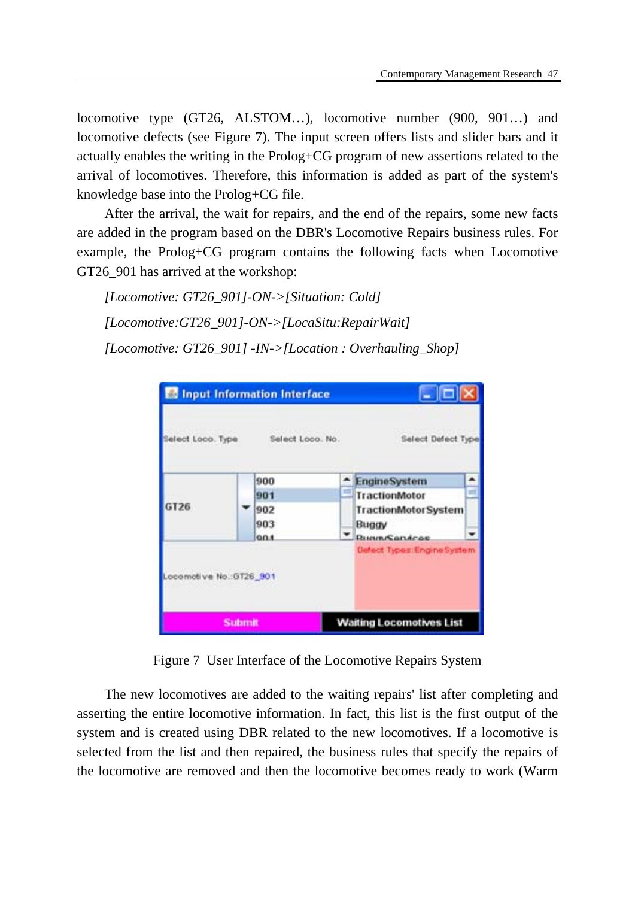locomotive type (GT26, ALSTOM…), locomotive number (900, 901…) and locomotive defects (see Figure 7). The input screen offers lists and slider bars and it actually enables the writing in the Prolog+CG program of new assertions related to the arrival of locomotives. Therefore, this information is added as part of the system's knowledge base into the Prolog+CG file.

After the arrival, the wait for repairs, and the end of the repairs, some new facts are added in the program based on the DBR's Locomotive Repairs business rules. For example, the Prolog+CG program contains the following facts when Locomotive GT26_901 has arrived at the workshop:

*[Locomotive: GT26_901]-ON->[Situation: Cold]*

*[Locomotive:GT26_901]-ON->[LocaSitu:RepairWait]*

*[Locomotive: GT26_901] -IN->[Location : Overhauling_Shop]*

Figure 7 User Interface of the Locomotive Repairs System

The new locomotives are added to the waiting repairs' list after completing and asserting the entire locomotive information. In fact, this list is the first output of the system and is created using DBR related to the new locomotives. If a locomotive is selected from the list and then repaired, the business rules that specify the repairs of the locomotive are removed and then the locomotive becomes ready to work (Warm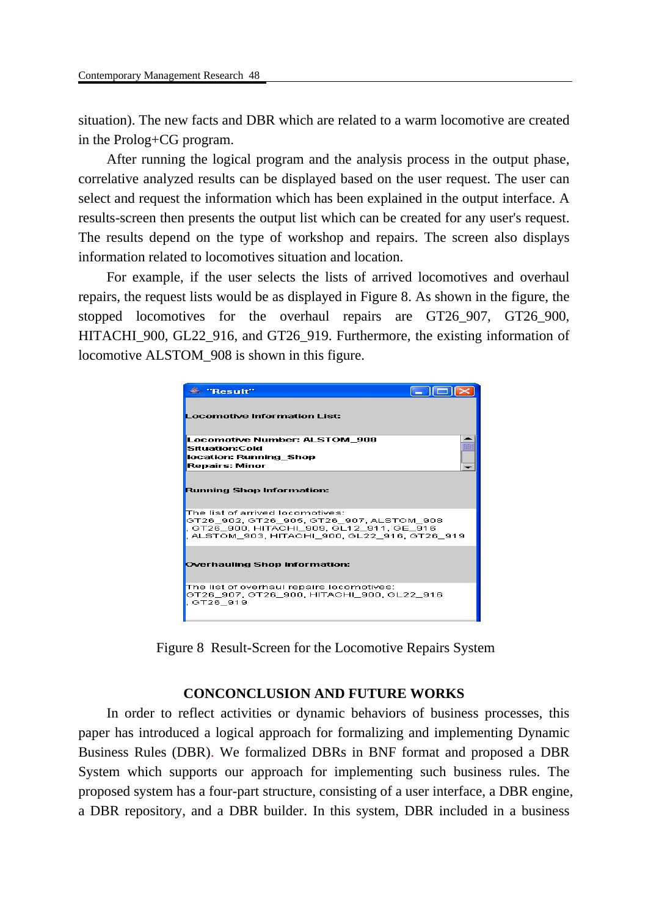situation). The new facts and DBR which are related to a warm locomotive are created in the Prolog+CG program.

After running the logical program and the analysis process in the output phase, correlative analyzed results can be displayed based on the user request. The user can select and request the information which has been explained in the output interface. A results-screen then presents the output list which can be created for any user's request. The results depend on the type of workshop and repairs. The screen also displays information related to locomotives situation and location.

For example, if the user selects the lists of arrived locomotives and overhaul repairs, the request lists would be as displayed in Figure 8. As shown in the figure, the stopped locomotives for the overhaul repairs are GT26_907, GT26_900, HITACHI_900, GL22_916, and GT26_919. Furthermore, the existing information of locomotive ALSTOM_908 is shown in this figure.

Figure 8 Result-Screen for the Locomotive Repairs System

## CONCONCLUSION AND FUTURE WORKS

In order to reflect activities or dynamic behaviors of business processes, this paper has introduced a logical approach for formalizing and implementing Dynamic Business Rules (DBR). We formalized DBRs in BNF format and proposed a DBR System which supports our approach for implementing such business rules. The proposed system has a four-part structure, consisting of a user interface, a DBR engine, a DBR repository, and a DBR builder. In this system, DBR included in a business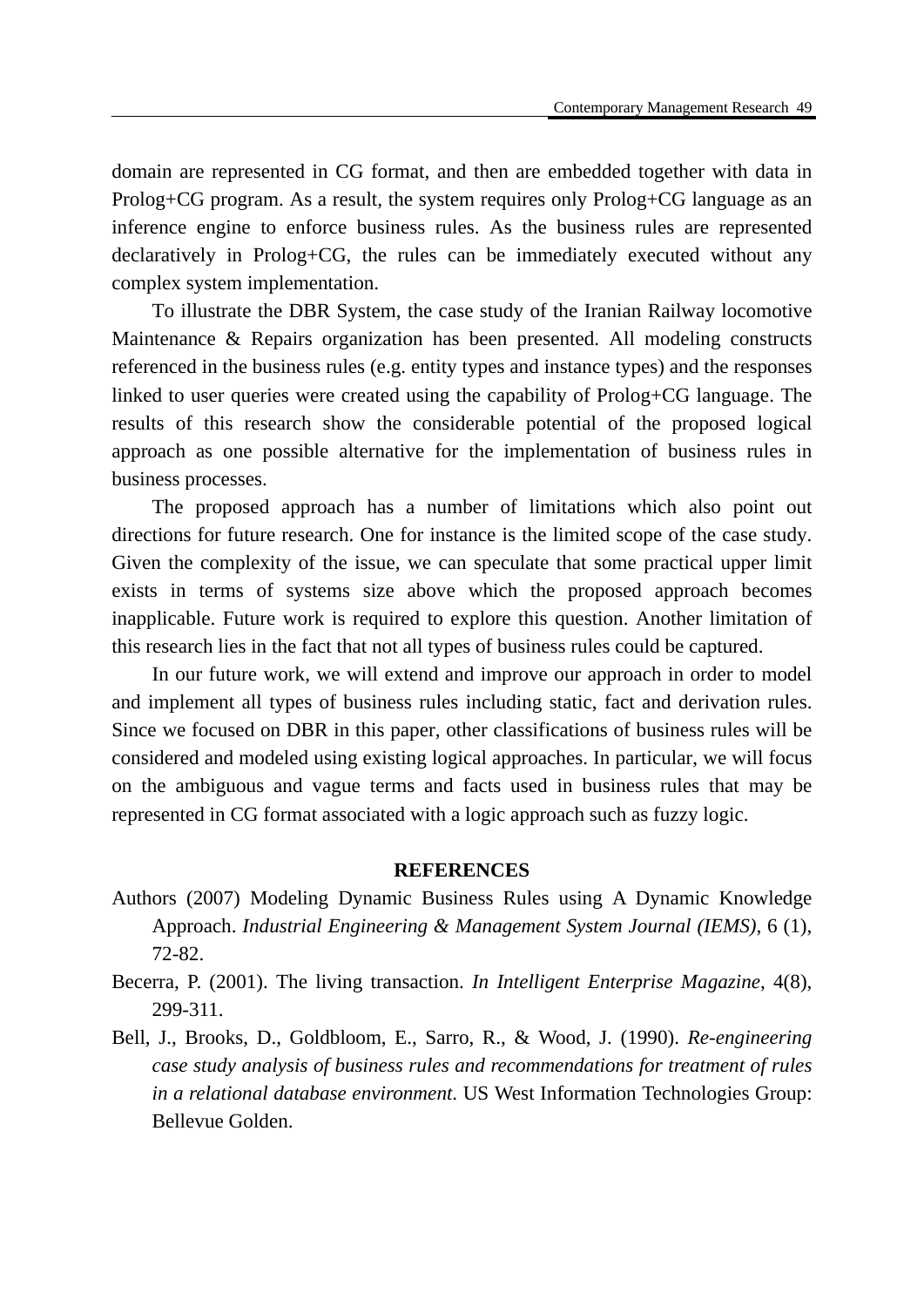domain are represented in CG format, and then are embedded together with data in Prolog+CG program. As a result, the system requires only Prolog+CG language as an inference engine to enforce business rules. As the business rules are represented declaratively in Prolog+CG, the rules can be immediately executed without any complex system implementation.

To illustrate the DBR System, the case study of the Iranian Railway locomotive Maintenance & Repairs organization has been presented. All modeling constructs referenced in the business rules (e.g. entity types and instance types) and the responses linked to user queries were created using the capability of Prolog+CG language. The results of this research show the considerable potential of the proposed logical approach as one possible alternative for the implementation of business rules in business processes.

The proposed approach has a number of limitations which also point out directions for future research. One for instance is the limited scope of the case study. Given the complexity of the issue, we can speculate that some practical upper limit exists in terms of systems size above which the proposed approach becomes inapplicable. Future work is required to explore this question. Another limitation of this research lies in the fact that not all types of business rules could be captured.

In our future work, we will extend and improve our approach in order to model and implement all types of business rules including static, fact and derivation rules. Since we focused on DBR in this paper, other classifications of business rules will be considered and modeled using existing logical approaches. In particular, we will focus on the ambiguous and vague terms and facts used in business rules that may be represented in CG format associated with a logic approach such as fuzzy logic.

## REFERENCES

Authors (2007) Modeling Dynamic Business Rules using A Dynamic Knowledge Approach. *Industrial Engineering & Management System Journal (IEMS)*, 6 (1), 72-82.

Becerra, P. (2001). The living transaction. *In Intelligent Enterprise Magazine*, 4(8), 299-311.

Bell, J., Brooks, D., Goldbloom, E., Sarro, R., & Wood, J. (1990). *Re-engineering case study analysis of business rules and recommendations for treatment of rules in a relational database environment*. US West Information Technologies Group: Bellevue Golden.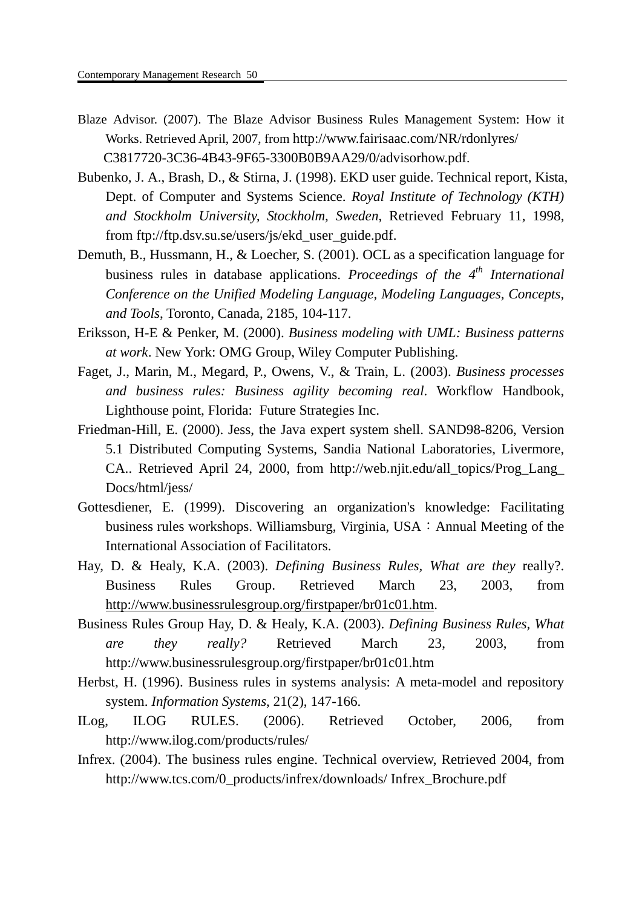Blaze Advisor. (2007). The Blaze Advisor Business Rules Management System: How it Works. Retrieved April, 2007, from http://www.fairisaac.com/NR/rdonlyres/ C3817720-3C36-4B43-9F65-3300B0B9AA29/0/advisorhow.pdf.

Bubenko, J. A., Brash, D., & Stirna, J. (1998). EKD user guide. Technical report, Kista, Dept. of Computer and Systems Science. *Royal Institute of Technology (KTH) and Stockholm University, Stockholm, Sweden*, Retrieved February 11, 1998, from ftp://ftp.dsv.su.se/users/js/ekd_user_guide.pdf.

Demuth, B., Hussmann, H., & Loecher, S. (2001). OCL as a specification language for business rules in database applications. *Proceedings of the 4th International Conference on the Unified Modeling Language, Modeling Languages, Concepts, and Tools*, Toronto, Canada, 2185, 104-117.

Eriksson, H-E & Penker, M. (2000). *Business modeling with UML: Business patterns at work*. New York: OMG Group, Wiley Computer Publishing.

Faget, J., Marin, M., Megard, P., Owens, V., & Train, L. (2003). *Business processes and business rules: Business agility becoming real*. Workflow Handbook, Lighthouse point, Florida: Future Strategies Inc.

Friedman-Hill, E. (2000). Jess, the Java expert system shell. SAND98-8206, Version 5.1 Distributed Computing Systems, Sandia National Laboratories, Livermore, CA.. Retrieved April 24, 2000, from http://web.njit.edu/all_topics/Prog_Lang_ Docs/html/jess/

Gottesdiener, E. (1999). Discovering an organization's knowledge: Facilitating business rules workshops. Williamsburg, Virginia, USA：Annual Meeting of the International Association of Facilitators.

Hay, D. & Healy, K.A. (2003). *Defining Business Rules, What are they* really?. Business Rules Group. Retrieved March 23, 2003, from http://www.businessrulesgroup.org/firstpaper/br01c01.htm.

Business Rules Group Hay, D. & Healy, K.A. (2003). *Defining Business Rules, What are they really?* Retrieved March 23, 2003, from http://www.businessrulesgroup.org/firstpaper/br01c01.htm

Herbst, H. (1996). Business rules in systems analysis: A meta-model and repository system. *Information Systems*, 21(2), 147-166.

ILog, ILOG RULES. (2006). Retrieved October, 2006, from http://www.ilog.com/products/rules/

Infrex. (2004). The business rules engine. Technical overview, Retrieved 2004, from http://www.tcs.com/0_products/infrex/downloads/ Infrex_Brochure.pdf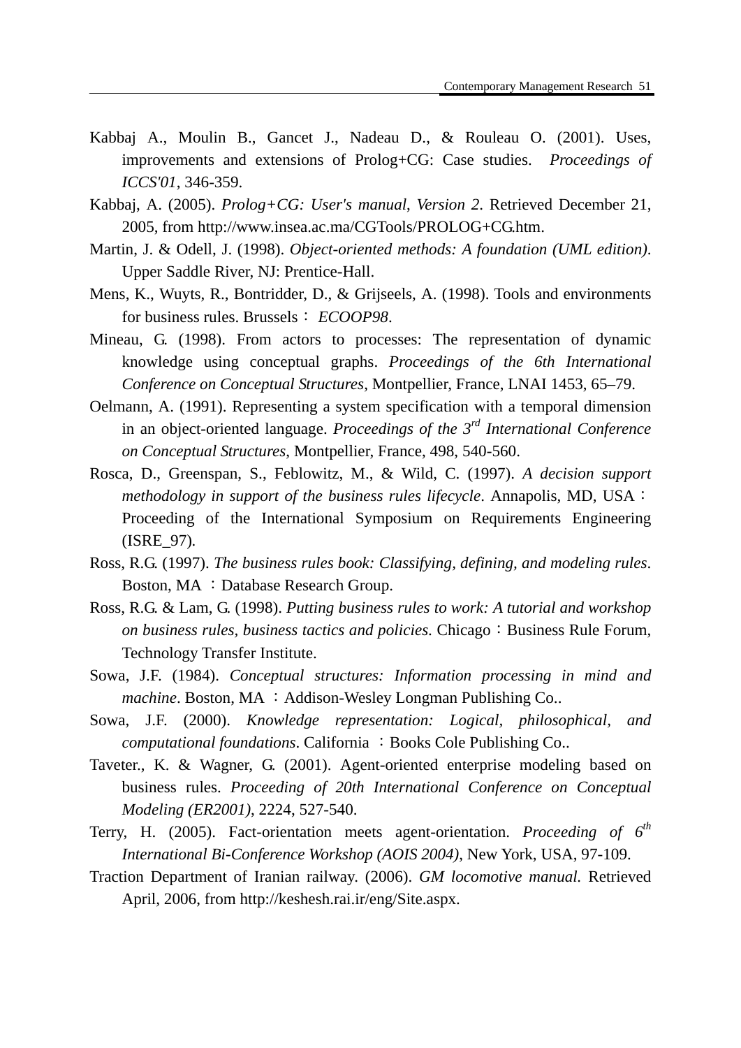Kabbaj A., Moulin B., Gancet J., Nadeau D., & Rouleau O. (2001). Uses, improvements and extensions of Prolog+CG: Case studies. *Proceedings of ICCS'01*, 346-359.

Kabbaj, A. (2005). *Prolog+CG: User's manual*, *Version 2*. Retrieved December 21, 2005, from http://www.insea.ac.ma/CGTools/PROLOG+CG.htm.

Martin, J. & Odell, J. (1998). *Object-oriented methods: A foundation (UML edition)*. Upper Saddle River, NJ: Prentice-Hall.

Mens, K., Wuyts, R., Bontridder, D., & Grijseels, A. (1998). Tools and environments for business rules. Brussels： *ECOOP98*.

Mineau, G. (1998). From actors to processes: The representation of dynamic knowledge using conceptual graphs. *Proceedings of the 6th International Conference on Conceptual Structures*, Montpellier, France, LNAI 1453, 65–79.

Oelmann, A. (1991). Representing a system specification with a temporal dimension in an object-oriented language. *Proceedings of the 3rd International Conference on Conceptual Structures*, Montpellier, France, 498, 540-560.

Rosca, D., Greenspan, S., Feblowitz, M., & Wild, C. (1997). *A decision support methodology in support of the business rules lifecycle*. Annapolis, MD, USA：Proceeding of the International Symposium on Requirements Engineering (ISRE_97).

Ross, R.G. (1997). *The business rules book: Classifying, defining, and modeling rules*. Boston, MA ：Database Research Group.

Ross, R.G. & Lam, G. (1998). *Putting business rules to work: A tutorial and workshop on business rules, business tactics and policies*. Chicago：Business Rule Forum, Technology Transfer Institute.

Sowa, J.F. (1984). *Conceptual structures: Information processing in mind and machine*. Boston, MA ：Addison-Wesley Longman Publishing Co..

Sowa, J.F. (2000). *Knowledge representation: Logical, philosophical, and computational foundations*. California ：Books Cole Publishing Co..

Taveter., K. & Wagner, G. (2001). Agent-oriented enterprise modeling based on business rules. *Proceeding of 20th International Conference on Conceptual Modeling (ER2001)*, 2224, 527-540.

Terry, H. (2005). Fact-orientation meets agent-orientation. *Proceeding of 6th International Bi-Conference Workshop (AOIS 2004)*, New York, USA, 97-109.

Traction Department of Iranian railway. (2006). *GM locomotive manual.* Retrieved April, 2006, from http://keshesh.rai.ir/eng/Site.aspx.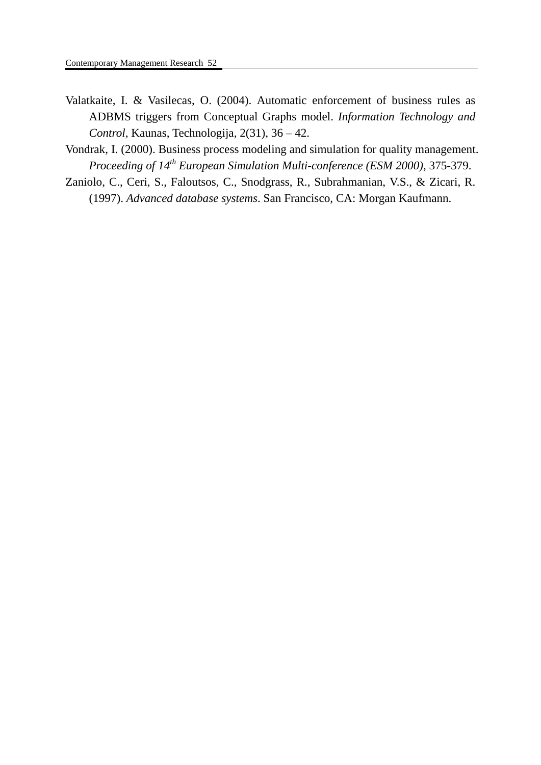Valatkaite, I. & Vasilecas, O. (2004). Automatic enforcement of business rules as ADBMS triggers from Conceptual Graphs model. *Information Technology and Control*, Kaunas, Technologija, 2(31), 36 – 42.

Vondrak, I. (2000). Business process modeling and simulation for quality management. *Proceeding of 14th European Simulation Multi-conference (ESM 2000)*, 375-379.

Zaniolo, C., Ceri, S., Faloutsos, C., Snodgrass, R., Subrahmanian, V.S., & Zicari, R. (1997). *Advanced database systems*. San Francisco, CA: Morgan Kaufmann.